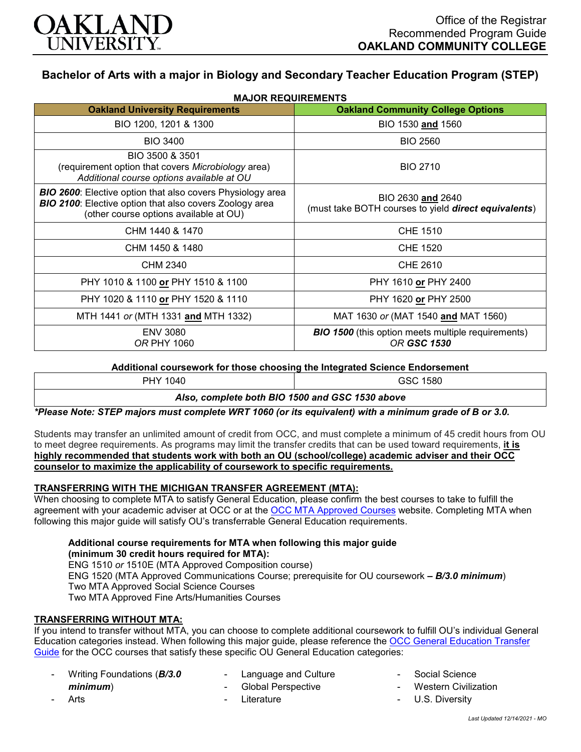Office of the Registrar
Recommended Program Guide
**OAKLAND COMMUNITY COLLEGE**

# Bachelor of Arts with a major in Biology and Secondary Teacher Education Program (STEP)

**MAJOR REQUIREMENTS**

| Oakland University Requirements | Oakland Community College Options |
|---|---|
| BIO 1200, 1201 & 1300 | BIO 1530 **and** 1560 |
| BIO 3400 | BIO 2560 |
| BIO 3500 & 3501<br>(requirement option that covers *Microbiology* area)<br>*Additional course options available at OU* | BIO 2710 |
| ***BIO 2600***: Elective option that also covers Physiology area<br>***BIO 2100***: Elective option that also covers Zoology area<br>(other course options available at OU) | BIO 2630 **and** 2640<br>(must take BOTH courses to yield ***direct equivalents***) |
| CHM 1440 & 1470 | CHE 1510 |
| CHM 1450 & 1480 | CHE 1520 |
| CHM 2340 | CHE 2610 |
| PHY 1010 & 1100 **or** PHY 1510 & 1100 | PHY 1610 **or** PHY 2400 |
| PHY 1020 & 1110 **or** PHY 1520 & 1110 | PHY 1620 **or** PHY 2500 |
| MTH 1441 *or* (MTH 1331 **and** MTH 1332) | MAT 1630 *or* (MAT 1540 **and** MAT 1560) |
| ENV 3080<br>*OR* PHY 1060 | ***BIO 1500*** (this option meets multiple requirements)<br>*OR* ***GSC 1530*** |

**Additional coursework for those choosing the Integrated Science Endorsement**

| PHY 1040 | GSC 1580 |
|---|---|
| ***Also, complete both BIO 1500 and GSC 1530 above*** | |

***Please Note: STEP majors must complete WRT 1060 (or its equivalent) with a minimum grade of B or 3.0.***

Students may transfer an unlimited amount of credit from OCC, and must complete a minimum of 45 credit hours from OU to meet degree requirements. As programs may limit the transfer credits that can be used toward requirements, **it is highly recommended that students work with both an OU (school/college) academic adviser and their OCC counselor to maximize the applicability of coursework to specific requirements.**

## TRANSFERRING WITH THE MICHIGAN TRANSFER AGREEMENT (MTA):

When choosing to complete MTA to satisfy General Education, please confirm the best courses to take to fulfill the agreement with your academic adviser at OCC or at the OCC MTA Approved Courses website. Completing MTA when following this major guide will satisfy OU's transferrable General Education requirements.

**Additional course requirements for MTA when following this major guide (minimum 30 credit hours required for MTA):**
ENG 1510 *or* 1510E (MTA Approved Composition course)
ENG 1520 (MTA Approved Communications Course; prerequisite for OU coursework **–** ***B/3.0 minimum***)
Two MTA Approved Social Science Courses
Two MTA Approved Fine Arts/Humanities Courses

## TRANSFERRING WITHOUT MTA:

If you intend to transfer without MTA, you can choose to complete additional coursework to fulfill OU's individual General Education categories instead. When following this major guide, please reference the OCC General Education Transfer Guide for the OCC courses that satisfy these specific OU General Education categories:

- Writing Foundations (***B/3.0 minimum***)
- Arts
- Language and Culture
- Global Perspective
- Literature
- Social Science
- Western Civilization
- U.S. Diversity

*Last Updated 12/14/2021 - MO*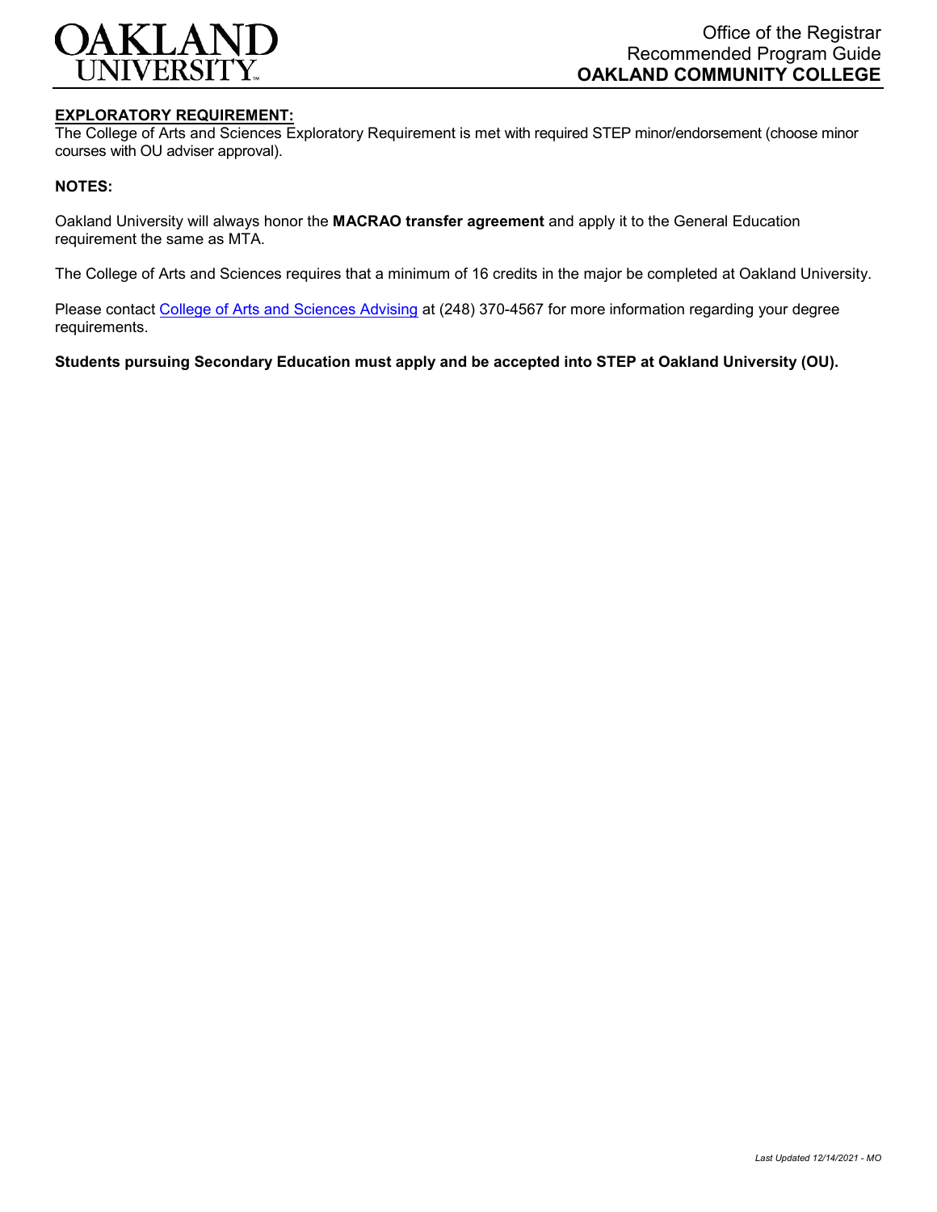## EXPLORATORY REQUIREMENT:

The College of Arts and Sciences Exploratory Requirement is met with required STEP minor/endorsement (choose minor courses with OU adviser approval).

## NOTES:

Oakland University will always honor the **MACRAO transfer agreement** and apply it to the General Education requirement the same as MTA.

The College of Arts and Sciences requires that a minimum of 16 credits in the major be completed at Oakland University.

Please contact College of Arts and Sciences Advising at (248) 370-4567 for more information regarding your degree requirements.

**Students pursuing Secondary Education must apply and be accepted into STEP at Oakland University (OU).**

*Last Updated 12/14/2021 - MO*